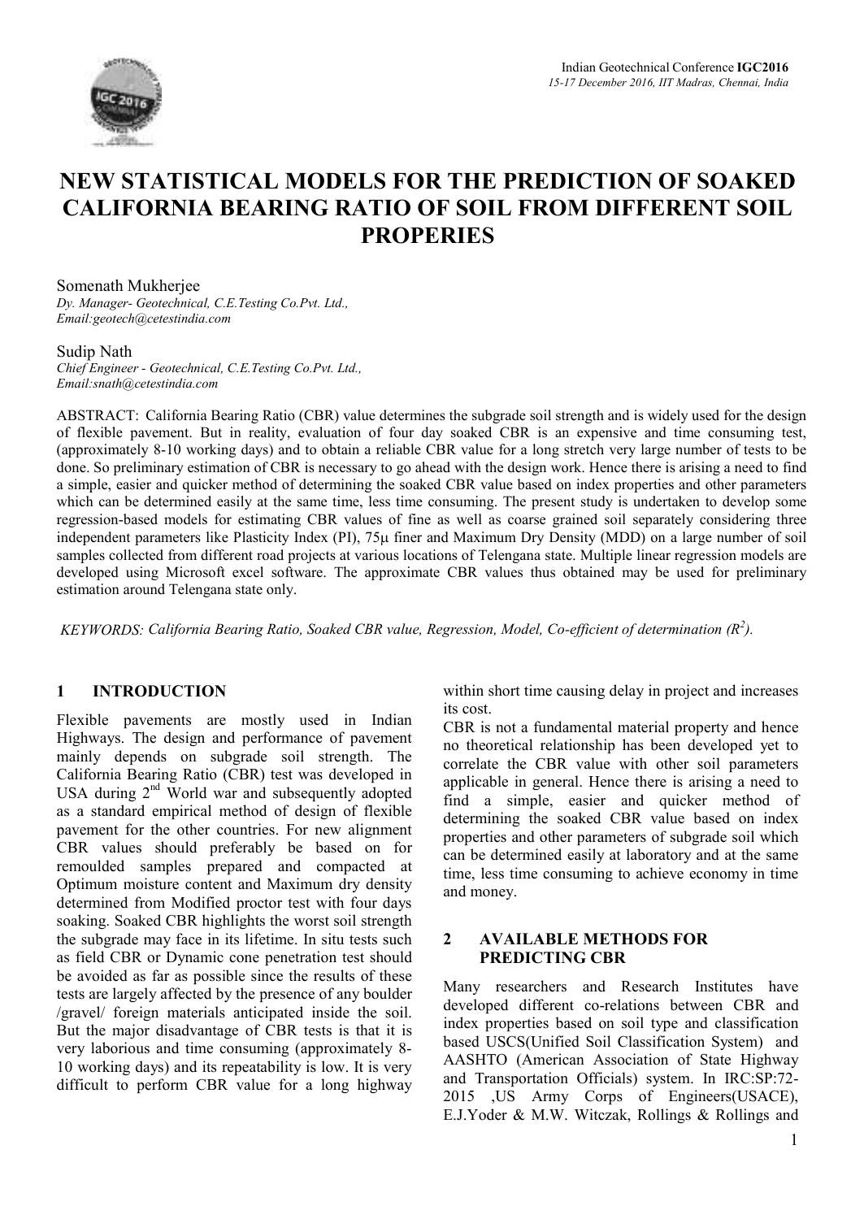# NEW STATISTICAL MODELS FOR THE PREDICTION OF SOAKED CALIFORNIA BEARING RATIO OF SOIL FROM DIFFERENT SOIL PROPERIES

Somenath Mukherjee
*Dy. Manager- Geotechnical, C.E.Testing Co.Pvt. Ltd., Email:geotech@cetestindia.com*

Sudip Nath
*Chief Engineer - Geotechnical, C.E.Testing Co.Pvt. Ltd., Email:snath@cetestindia.com*

ABSTRACT: California Bearing Ratio (CBR) value determines the subgrade soil strength and is widely used for the design of flexible pavement. But in reality, evaluation of four day soaked CBR is an expensive and time consuming test, (approximately 8-10 working days) and to obtain a reliable CBR value for a long stretch very large number of tests to be done. So preliminary estimation of CBR is necessary to go ahead with the design work. Hence there is arising a need to find a simple, easier and quicker method of determining the soaked CBR value based on index properties and other parameters which can be determined easily at the same time, less time consuming. The present study is undertaken to develop some regression-based models for estimating CBR values of fine as well as coarse grained soil separately considering three independent parameters like Plasticity Index (PI), 75µ finer and Maximum Dry Density (MDD) on a large number of soil samples collected from different road projects at various locations of Telengana state. Multiple linear regression models are developed using Microsoft excel software. The approximate CBR values thus obtained may be used for preliminary estimation around Telengana state only.

*KEYWORDS: California Bearing Ratio, Soaked CBR value, Regression, Model, Co-efficient of determination ($R^2$).*

## 1 INTRODUCTION

Flexible pavements are mostly used in Indian Highways. The design and performance of pavement mainly depends on subgrade soil strength. The California Bearing Ratio (CBR) test was developed in USA during 2nd World war and subsequently adopted as a standard empirical method of design of flexible pavement for the other countries. For new alignment CBR values should preferably be based on for remoulded samples prepared and compacted at Optimum moisture content and Maximum dry density determined from Modified proctor test with four days soaking. Soaked CBR highlights the worst soil strength the subgrade may face in its lifetime. In situ tests such as field CBR or Dynamic cone penetration test should be avoided as far as possible since the results of these tests are largely affected by the presence of any boulder /gravel/ foreign materials anticipated inside the soil. But the major disadvantage of CBR tests is that it is very laborious and time consuming (approximately 8-10 working days) and its repeatability is low. It is very difficult to perform CBR value for a long highway within short time causing delay in project and increases its cost.

CBR is not a fundamental material property and hence no theoretical relationship has been developed yet to correlate the CBR value with other soil parameters applicable in general. Hence there is arising a need to find a simple, easier and quicker method of determining the soaked CBR value based on index properties and other parameters of subgrade soil which can be determined easily at laboratory and at the same time, less time consuming to achieve economy in time and money.

## 2 AVAILABLE METHODS FOR PREDICTING CBR

Many researchers and Research Institutes have developed different co-relations between CBR and index properties based on soil type and classification based USCS(Unified Soil Classification System) and AASHTO (American Association of State Highway and Transportation Officials) system. In IRC:SP:72-2015 ,US Army Corps of Engineers(USACE), E.J.Yoder & M.W. Witczak, Rollings & Rollings and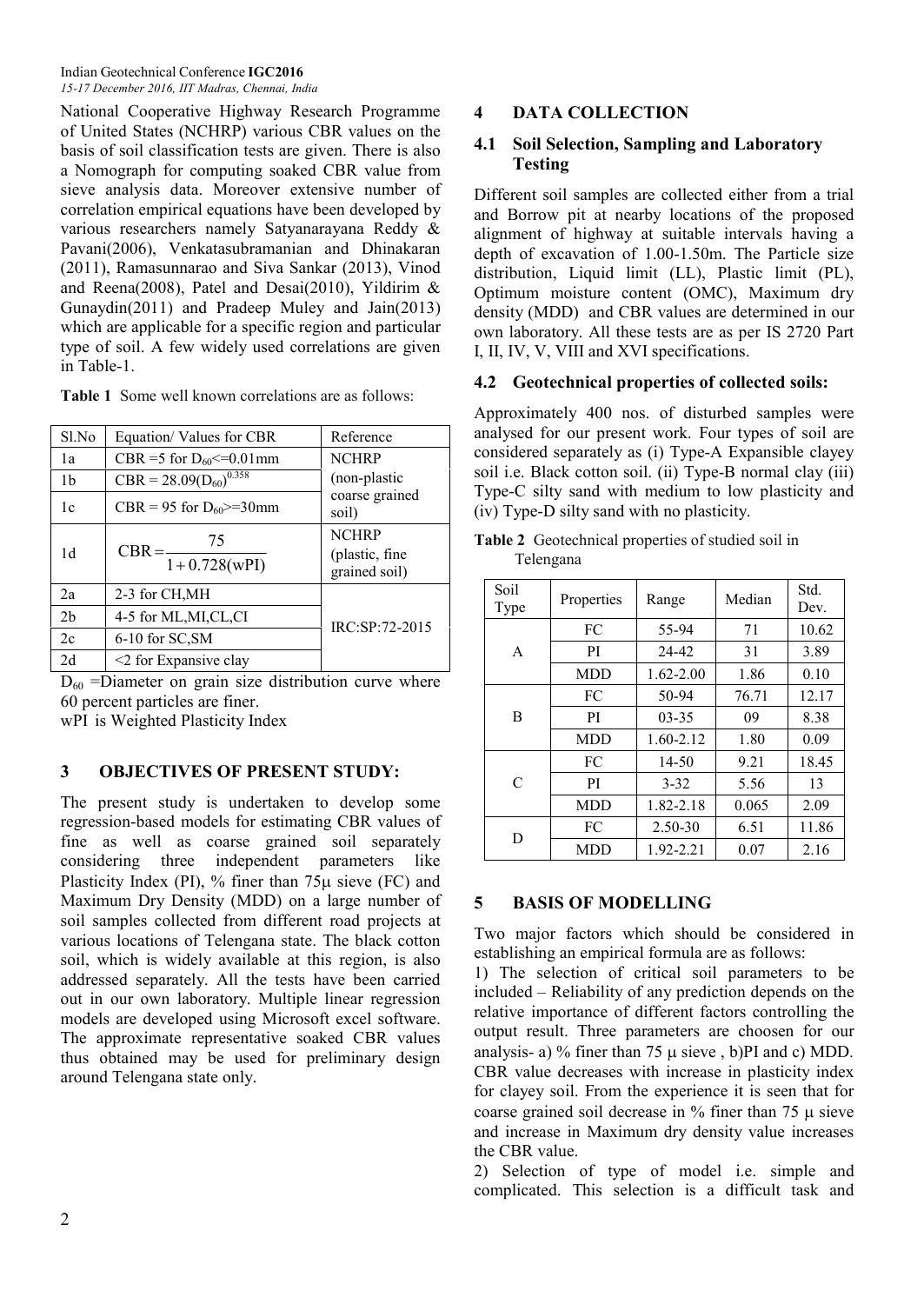National Cooperative Highway Research Programme of United States (NCHRP) various CBR values on the basis of soil classification tests are given. There is also a Nomograph for computing soaked CBR value from sieve analysis data. Moreover extensive number of correlation empirical equations have been developed by various researchers namely Satyanarayana Reddy & Pavani(2006), Venkatasubramanian and Dhinakaran (2011), Ramasunnarao and Siva Sankar (2013), Vinod and Reena(2008), Patel and Desai(2010), Yildirim & Gunaydin(2011) and Pradeep Muley and Jain(2013) which are applicable for a specific region and particular type of soil. A few widely used correlations are given in Table-1.

**Table 1** Some well known correlations are as follows:

| Sl.No | Equation/ Values for CBR | Reference |
|---|---|---|
| 1a | CBR =5 for $D_{60}$<=0.01mm | NCHRP (non-plastic coarse grained soil) |
| 1b | CBR = $28.09(D_{60})^{0.358}$ | |
| 1c | CBR = 95 for $D_{60}$>=30mm | |
| 1d | $CBR = \frac{75}{1+0.728(wPI)}$ | NCHRP (plastic, fine grained soil) |
| 2a | 2-3 for CH,MH | IRC:SP:72-2015 |
| 2b | 4-5 for ML,MI,CL,CI | |
| 2c | 6-10 for SC,SM | |
| 2d | <2 for Expansive clay | |

$D_{60}$ =Diameter on grain size distribution curve where 60 percent particles are finer.

wPI is Weighted Plasticity Index

## 3 OBJECTIVES OF PRESENT STUDY:

The present study is undertaken to develop some regression-based models for estimating CBR values of fine as well as coarse grained soil separately considering three independent parameters like Plasticity Index (PI), % finer than 75μ sieve (FC) and Maximum Dry Density (MDD) on a large number of soil samples collected from different road projects at various locations of Telengana state. The black cotton soil, which is widely available at this region, is also addressed separately. All the tests have been carried out in our own laboratory. Multiple linear regression models are developed using Microsoft excel software. The approximate representative soaked CBR values thus obtained may be used for preliminary design around Telengana state only.

## 4 DATA COLLECTION

### 4.1 Soil Selection, Sampling and Laboratory Testing

Different soil samples are collected either from a trial and Borrow pit at nearby locations of the proposed alignment of highway at suitable intervals having a depth of excavation of 1.00-1.50m. The Particle size distribution, Liquid limit (LL), Plastic limit (PL), Optimum moisture content (OMC), Maximum dry density (MDD) and CBR values are determined in our own laboratory. All these tests are as per IS 2720 Part I, II, IV, V, VIII and XVI specifications.

### 4.2 Geotechnical properties of collected soils:

Approximately 400 nos. of disturbed samples were analysed for our present work. Four types of soil are considered separately as (i) Type-A Expansible clayey soil i.e. Black cotton soil. (ii) Type-B normal clay (iii) Type-C silty sand with medium to low plasticity and (iv) Type-D silty sand with no plasticity.

**Table 2** Geotechnical properties of studied soil in Telengana

| Soil Type | Properties | Range | Median | Std. Dev. |
|---|---|---|---|---|
| A | FC | 55-94 | 71 | 10.62 |
| | PI | 24-42 | 31 | 3.89 |
| | MDD | 1.62-2.00 | 1.86 | 0.10 |
| B | FC | 50-94 | 76.71 | 12.17 |
| | PI | 03-35 | 09 | 8.38 |
| | MDD | 1.60-2.12 | 1.80 | 0.09 |
| C | FC | 14-50 | 9.21 | 18.45 |
| | PI | 3-32 | 5.56 | 13 |
| | MDD | 1.82-2.18 | 0.065 | 2.09 |
| D | FC | 2.50-30 | 6.51 | 11.86 |
| | MDD | 1.92-2.21 | 0.07 | 2.16 |

## 5 BASIS OF MODELLING

Two major factors which should be considered in establishing an empirical formula are as follows:

1) The selection of critical soil parameters to be included – Reliability of any prediction depends on the relative importance of different factors controlling the output result. Three parameters are choosen for our analysis- a) % finer than 75 μ sieve , b)PI and c) MDD. CBR value decreases with increase in plasticity index for clayey soil. From the experience it is seen that for coarse grained soil decrease in % finer than 75 μ sieve and increase in Maximum dry density value increases the CBR value.

2) Selection of type of model i.e. simple and complicated. This selection is a difficult task and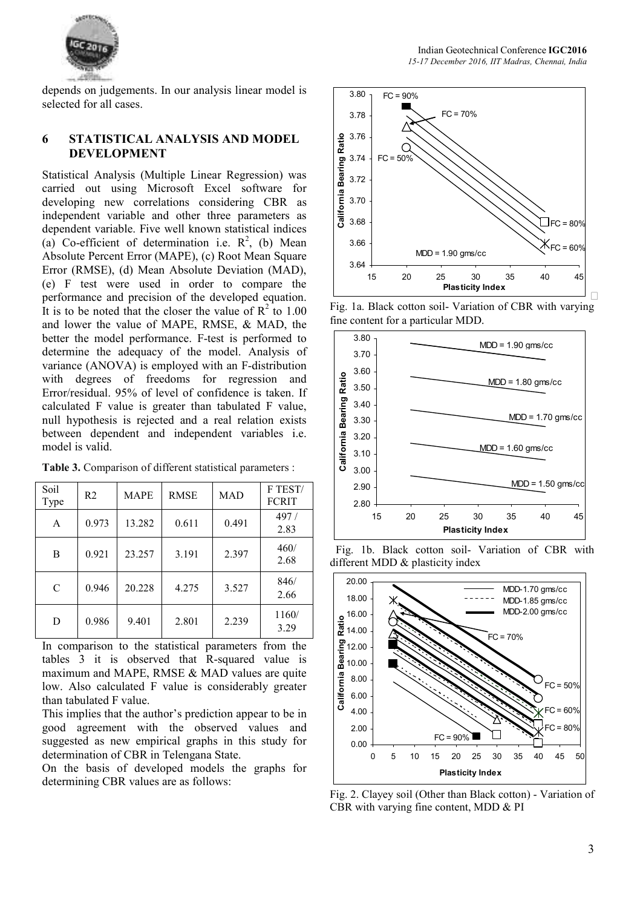depends on judgements. In our analysis linear model is selected for all cases.

## 6 STATISTICAL ANALYSIS AND MODEL DEVELOPMENT

Statistical Analysis (Multiple Linear Regression) was carried out using Microsoft Excel software for developing new correlations considering CBR as independent variable and other three parameters as dependent variable. Five well known statistical indices (a) Co-efficient of determination i.e. $R^2$, (b) Mean Absolute Percent Error (MAPE), (c) Root Mean Square Error (RMSE), (d) Mean Absolute Deviation (MAD), (e) F test were used in order to compare the performance and precision of the developed equation. It is to be noted that the closer the value of $R^2$ to 1.00 and lower the value of MAPE, RMSE, & MAD, the better the model performance. F-test is performed to determine the adequacy of the model. Analysis of variance (ANOVA) is employed with an F-distribution with degrees of freedoms for regression and Error/residual. 95% of level of confidence is taken. If calculated F value is greater than tabulated F value, null hypothesis is rejected and a real relation exists between dependent and independent variables i.e. model is valid.

**Table 3.** Comparison of different statistical parameters :

| Soil Type | R2 | MAPE | RMSE | MAD | F TEST/ FCRIT |
|---|---|---|---|---|---|
| A | 0.973 | 13.282 | 0.611 | 0.491 | 497 / 2.83 |
| B | 0.921 | 23.257 | 3.191 | 2.397 | 460/ 2.68 |
| C | 0.946 | 20.228 | 4.275 | 3.527 | 846/ 2.66 |
| D | 0.986 | 9.401 | 2.801 | 2.239 | 1160/ 3.29 |

In comparison to the statistical parameters from the tables 3 it is observed that R-squared value is maximum and MAPE, RMSE & MAD values are quite low. Also calculated F value is considerably greater than tabulated F value.

This implies that the author's prediction appear to be in good agreement with the observed values and suggested as new empirical graphs in this study for determination of CBR in Telengana State.

On the basis of developed models the graphs for determining CBR values are as follows:

Fig. 1a. Black cotton soil- Variation of CBR with varying fine content for a particular MDD.

Fig. 1b. Black cotton soil- Variation of CBR with different MDD & plasticity index

Fig. 2. Clayey soil (Other than Black cotton) - Variation of CBR with varying fine content, MDD & PI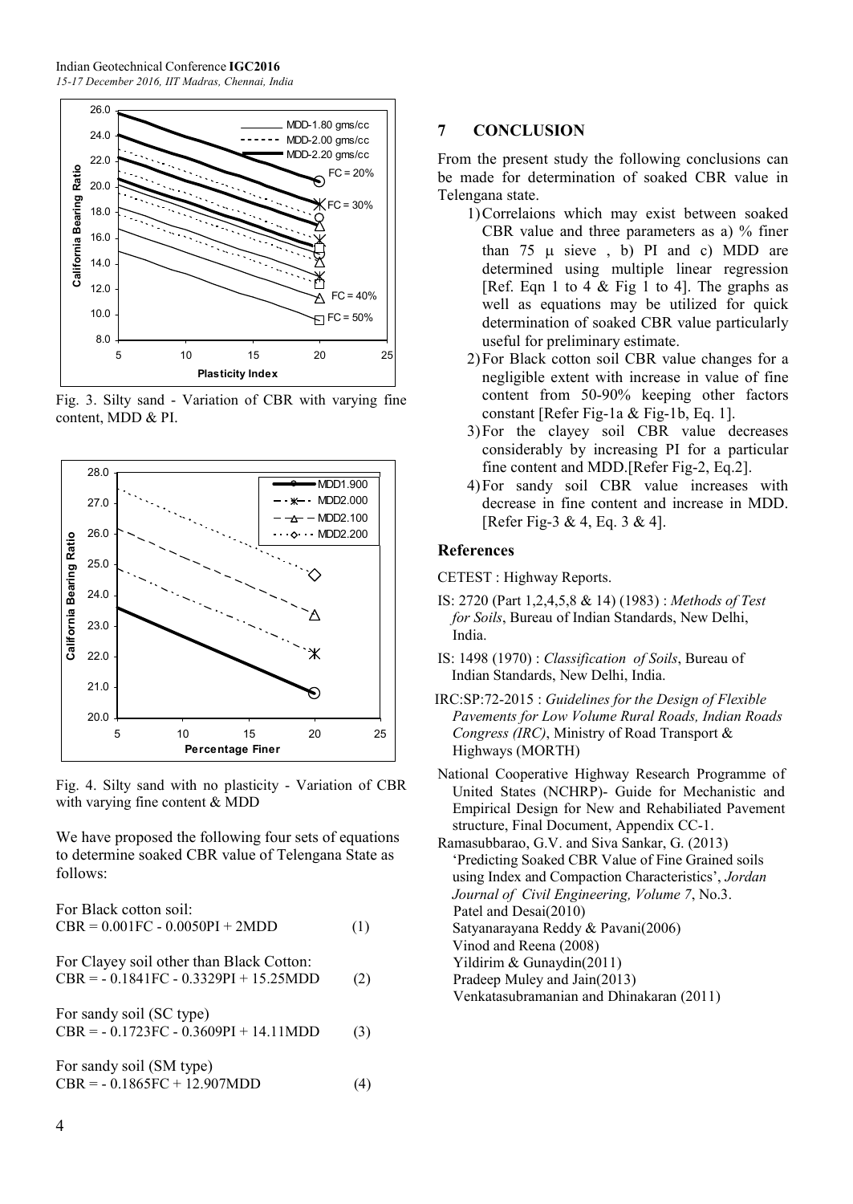26.0
24.0
22.0
20.0
18.0
16.0
14.0
12.0
10.0
8.0
California Bearing Ratio
5 10 15 20 25
Plasticity Index
MDD-1.80 gms/cc
MDD-2.00 gms/cc
MDD-2.20 gms/cc
FC = 20%
FC = 30%
FC = 40%
FC = 50%

Fig. 3. Silty sand - Variation of CBR with varying fine content, MDD & PI.

28.0
27.0
26.0
25.0
24.0
23.0
22.0
21.0
20.0
California Bearing Ratio
5 10 15 20 25
Percentage Finer
MDD1.900
MDD2.000
MDD2.100
MDD2.200

Fig. 4. Silty sand with no plasticity - Variation of CBR with varying fine content & MDD

We have proposed the following four sets of equations to determine soaked CBR value of Telengana State as follows:

For Black cotton soil:

$$CBR = 0.001FC - 0.0050PI + 2MDD \quad (1)$$

For Clayey soil other than Black Cotton:

$$CBR = -0.1841FC - 0.3329PI + 15.25MDD \quad (2)$$

For sandy soil (SC type)

$$CBR = -0.1723FC - 0.3609PI + 14.11MDD \quad (3)$$

For sandy soil (SM type)

$$CBR = -0.1865FC + 12.907MDD \quad (4)$$

## 7 CONCLUSION

From the present study the following conclusions can be made for determination of soaked CBR value in Telengana state.

1) Correlaions which may exist between soaked CBR value and three parameters as a) % finer than 75 μ sieve , b) PI and c) MDD are determined using multiple linear regression [Ref. Eqn 1 to 4 & Fig 1 to 4]. The graphs as well as equations may be utilized for quick determination of soaked CBR value particularly useful for preliminary estimate.
2) For Black cotton soil CBR value changes for a negligible extent with increase in value of fine content from 50-90% keeping other factors constant [Refer Fig-1a & Fig-1b, Eq. 1].
3) For the clayey soil CBR value decreases considerably by increasing PI for a particular fine content and MDD.[Refer Fig-2, Eq.2].
4) For sandy soil CBR value increases with decrease in fine content and increase in MDD. [Refer Fig-3 & 4, Eq. 3 & 4].

## References

CETEST : Highway Reports.

IS: 2720 (Part 1,2,4,5,8 & 14) (1983) : *Methods of Test for Soils*, Bureau of Indian Standards, New Delhi, India.

IS: 1498 (1970) : *Classification of Soils*, Bureau of Indian Standards, New Delhi, India.

IRC:SP:72-2015 : *Guidelines for the Design of Flexible Pavements for Low Volume Rural Roads, Indian Roads Congress (IRC)*, Ministry of Road Transport & Highways (MORTH)

National Cooperative Highway Research Programme of United States (NCHRP)- Guide for Mechanistic and Empirical Design for New and Rehabiliated Pavement structure, Final Document, Appendix CC-1.

Ramasubbarao, G.V. and Siva Sankar, G. (2013) 'Predicting Soaked CBR Value of Fine Grained soils using Index and Compaction Characteristics', *Jordan Journal of Civil Engineering, Volume 7*, No.3.

Patel and Desai(2010)

Satyanarayana Reddy & Pavani(2006)

Vinod and Reena (2008)

Yildirim & Gunaydin(2011)

Pradeep Muley and Jain(2013)

Venkatasubramanian and Dhinakaran (2011)